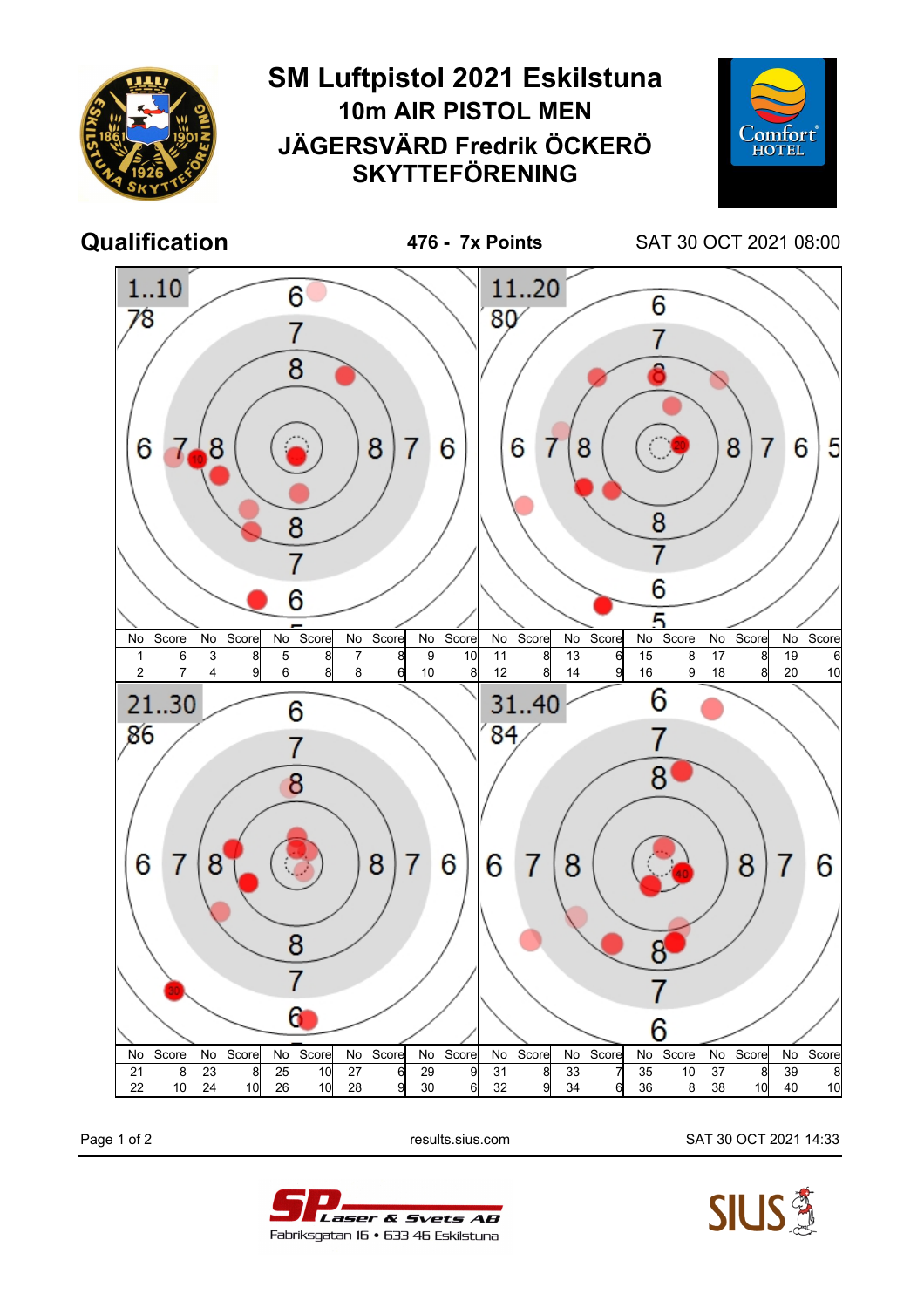# SM Luftpistol 2021 Eskilstuna

## 10m AIR PISTOL MEN

## JÄGERSVÄRD Fredrik ÖCKERÖ SKYTTEFÖRENING

**Qualification** — **476 - 7x Points** — SAT 30 OCT 2021 08:00

**1..10** — 78

| No | Score | No | Score | No | Score | No | Score | No | Score |
|---|---|---|---|---|---|---|---|---|---|
| 1 | 6 | 3 | 8 | 5 | 8 | 7 | 8 | 9 | 10 |
| 2 | 7 | 4 | 9 | 6 | 8 | 8 | 6 | 10 | 8 |

**11..20** — 80

| No | Score | No | Score | No | Score | No | Score | No | Score |
|---|---|---|---|---|---|---|---|---|---|
| 11 | 8 | 13 | 6 | 15 | 8 | 17 | 8 | 19 | 6 |
| 12 | 8 | 14 | 9 | 16 | 9 | 18 | 8 | 20 | 10 |

**21..30** — 86

| No | Score | No | Score | No | Score | No | Score | No | Score |
|---|---|---|---|---|---|---|---|---|---|
| 21 | 8 | 23 | 8 | 25 | 10 | 27 | 6 | 29 | 9 |
| 22 | 10 | 24 | 10 | 26 | 10 | 28 | 9 | 30 | 6 |

**31..40** — 84

| No | Score | No | Score | No | Score | No | Score | No | Score |
|---|---|---|---|---|---|---|---|---|---|
| 31 | 8 | 33 | 7 | 35 | 10 | 37 | 8 | 39 | 8 |
| 32 | 9 | 34 | 6 | 36 | 8 | 38 | 10 | 40 | 10 |

results.sius.com — SAT 30 OCT 2021 14:33

SP Laser & Svets AB
Fabriksgatan 16 • 633 46 Eskilstuna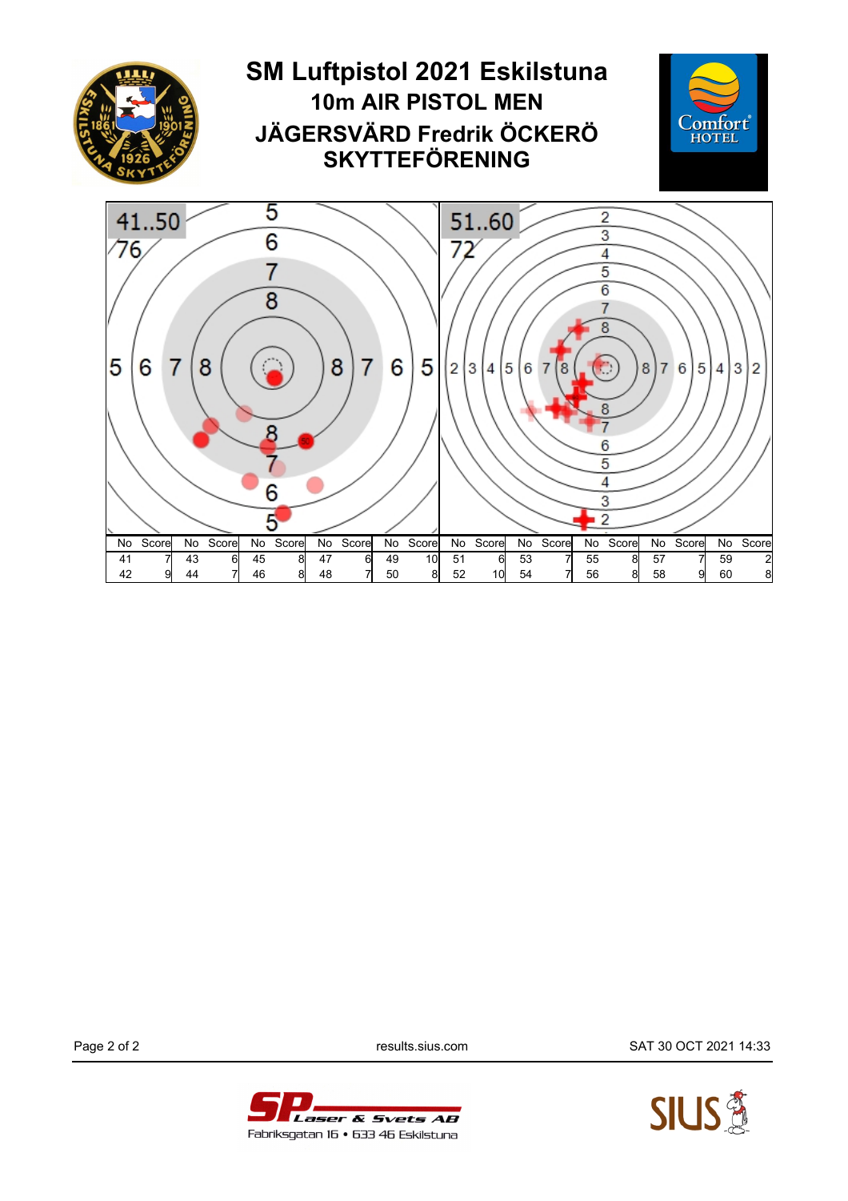# SM Luftpistol 2021 Eskilstuna

## 10m AIR PISTOL MEN

## JÄGERSVÄRD Fredrik ÖCKERÖ SKYTTEFÖRENING

41..50
76

51..60
72

| No | Score | No | Score | No | Score | No | Score | No | Score | No | Score | No | Score | No | Score | No | Score | No | Score |
|---|---|---|---|---|---|---|---|---|---|---|---|---|---|---|---|---|---|---|---|
| 41 | 7 | 43 | 6 | 45 | 8 | 47 | 6 | 49 | 10 | 51 | 6 | 53 | 7 | 55 | 8 | 57 | 7 | 59 | 2 |
| 42 | 9 | 44 | 7 | 46 | 8 | 48 | 7 | 50 | 8 | 52 | 10 | 54 | 7 | 56 | 8 | 58 | 9 | 60 | 8 |

results.sius.com

SAT 30 OCT 2021 14:33

SP Laser & Svets AB
Fabriksgatan 16 • 633 46 Eskilstuna